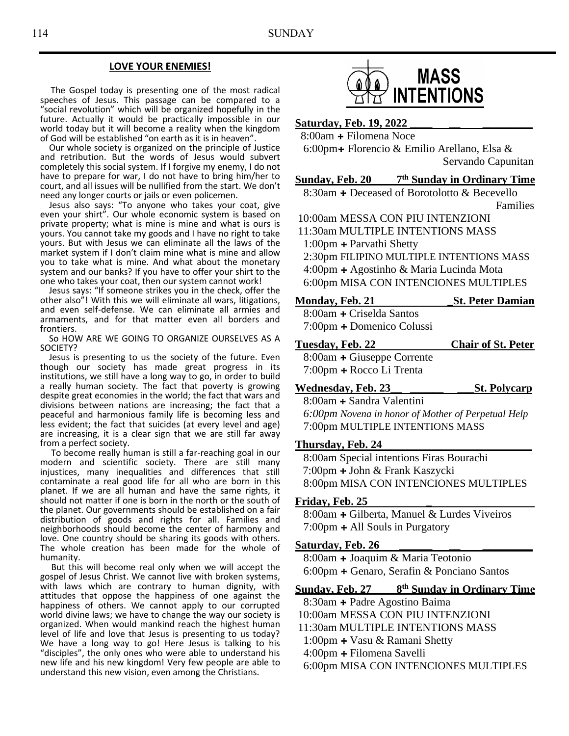## LOVE YOUR ENEMIES!

The Gospel today is presenting one of the most radical speeches of Jesus. This passage can be compared to a "social revolution" which will be organized hopefully in the future. Actually it would be practically impossible in our world today but it will become a reality when the kingdom of God will be established "on earth as it is in heaven".

Our whole society is organized on the principle of Justice and retribution. But the words of Jesus would subvert completely this social system. If I forgive my enemy, I do not have to prepare for war, I do not have to bring him/her to court, and all issues will be nullified from the start. We don't need any longer courts or jails or even policemen.

Jesus also says: "To anyone who takes your coat, give even your shirt". Our whole economic system is based on private property; what is mine is mine and what is ours is yours. You cannot take my goods and I have no right to take yours. But with Jesus we can eliminate all the laws of the market system if I don't claim mine what is mine and allow you to take what is mine. And what about the monetary system and our banks? If you have to offer your shirt to the one who takes your coat, then our system cannot work!

Jesus says: "If someone strikes you in the check, offer the other also"! With this we will eliminate all wars, litigations, and even self-defense. We can eliminate all armies and armaments, and for that matter even all borders and frontiers.

So HOW ARE WE GOING TO ORGANIZE OURSELVES AS A SOCIETY?

Jesus is presenting to us the society of the future. Even though our society has made great progress in its institutions, we still have a long way to go, in order to build a really human society. The fact that poverty is growing despite great economies in the world; the fact that wars and divisions between nations are increasing; the fact that a peaceful and harmonious family life is becoming less and less evident; the fact that suicides (at every level and age) are increasing, it is a clear sign that we are still far away from a perfect society.

To become really human is still a far-reaching goal in our modern and scientific society. There are still many injustices, many inequalities and differences that still contaminate a real good life for all who are born in this planet. If we are all human and have the same rights, it should not matter if one is born in the north or the south of the planet. Our governments should be established on a fair distribution of goods and rights for all. Families and neighborhoods should become the center of harmony and love. One country should be sharing its goods with others. The whole creation has been made for the whole of humanity.

But this will become real only when we will accept the gospel of Jesus Christ. We cannot live with broken systems, with laws which are contrary to human dignity, with attitudes that oppose the happiness of one against the happiness of others. We cannot apply to our corrupted world divine laws; we have to change the way our society is organized. When would mankind reach the highest human level of life and love that Jesus is presenting to us today? We have a long way to go! Here Jesus is talking to his "disciples", the only ones who were able to understand his new life and his new kingdom! Very few people are able to understand this new vision, even among the Christians.

# MASS INTENTIONS

**Saturday, Feb. 19, 2022**
8:00am + Filomena Noce
6:00pm + Florencio & Emilio Arellano, Elsa & Servando Capunitan

**Sunday, Feb. 20 — 7th Sunday in Ordinary Time**
8:30am + Deceased of Borotolotto & Becevello Families
10:00am MESSA CON PIU INTENZIONI
11:30am MULTIPLE INTENTIONS MASS
1:00pm + Parvathi Shetty
2:30pm FILIPINO MULTIPLE INTENTIONS MASS
4:00pm + Agostinho & Maria Lucinda Mota
6:00pm MISA CON INTENCIONES MULTIPLES

**Monday, Feb. 21 — St. Peter Damian**
8:00am + Criselda Santos
7:00pm + Domenico Colussi

**Tuesday, Feb. 22 — Chair of St. Peter**
8:00am + Giuseppe Corrente
7:00pm + Rocco Li Trenta

**Wednesday, Feb. 23 — St. Polycarp**
8:00am + Sandra Valentini
*6:00pm Novena in honor of Mother of Perpetual Help*
7:00pm MULTIPLE INTENTIONS MASS

**Thursday, Feb. 24**
8:00am Special intentions Firas Bourachi
7:00pm + John & Frank Kaszycki
8:00pm MISA CON INTENCIONES MULTIPLES

**Friday, Feb. 25**
8:00am + Gilberta, Manuel & Lurdes Viveiros
7:00pm + All Souls in Purgatory

**Saturday, Feb. 26**
8:00am + Joaquim & Maria Teotonio
6:00pm + Genaro, Serafin & Ponciano Santos

**Sunday, Feb. 27 — 8th Sunday in Ordinary Time**
8:30am + Padre Agostino Baima
10:00am MESSA CON PIU INTENZIONI
11:30am MULTIPLE INTENTIONS MASS
1:00pm + Vasu & Ramani Shetty
4:00pm + Filomena Savelli
6:00pm MISA CON INTENCIONES MULTIPLES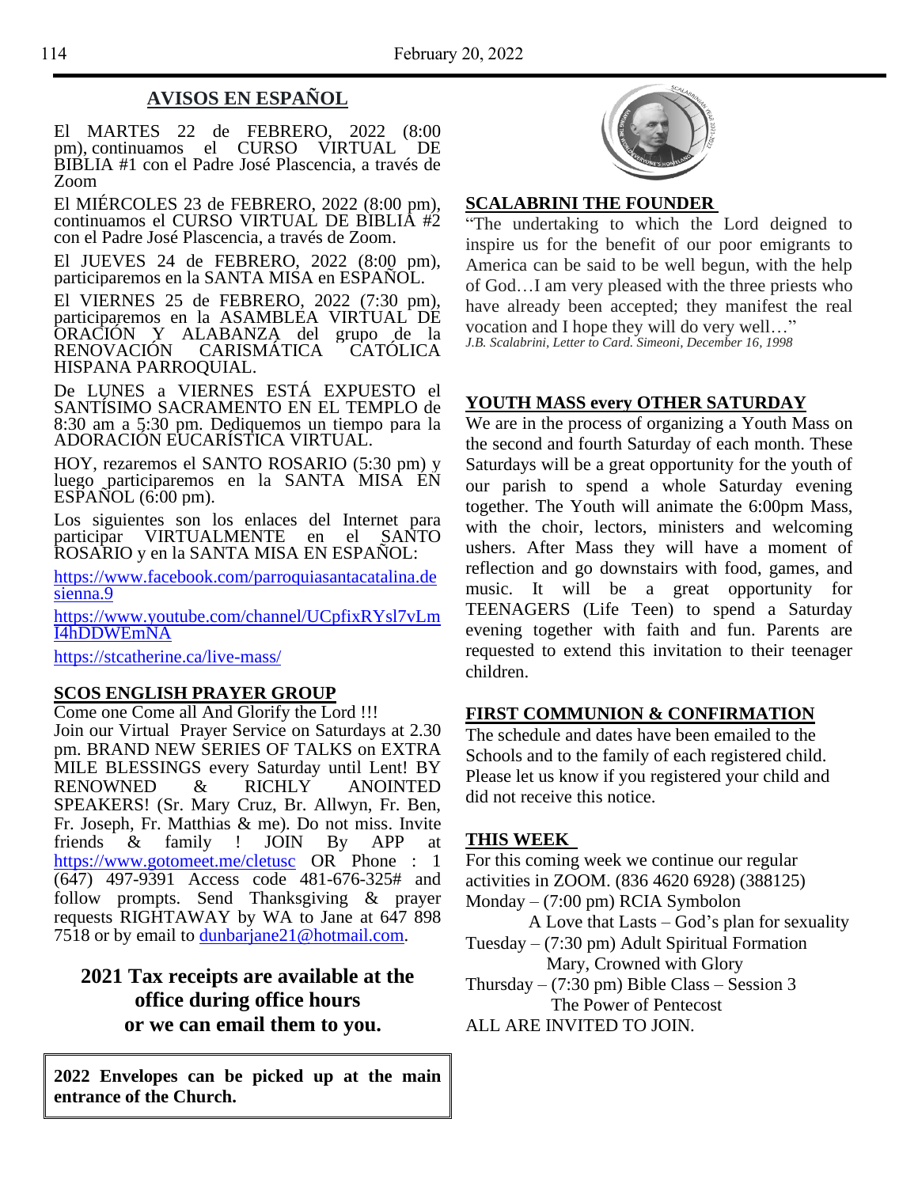## AVISOS EN ESPAÑOL

El MARTES 22 de FEBRERO, 2022 (8:00 pm), continuamos el CURSO VIRTUAL DE BIBLIA #1 con el Padre José Plascencia, a través de Zoom

El MIÉRCOLES 23 de FEBRERO, 2022 (8:00 pm), continuamos el CURSO VIRTUAL DE BIBLIA #2 con el Padre José Plascencia, a través de Zoom.

El JUEVES 24 de FEBRERO, 2022 (8:00 pm), participaremos en la SANTA MISA en ESPAÑOL.

El VIERNES 25 de FEBRERO, 2022 (7:30 pm), participaremos en la ASAMBLEA VIRTUAL DE ORACIÓN Y ALABANZA del grupo de la RENOVACIÓN CARISMÁTICA CATÓLICA HISPANA PARROQUIAL.

De LUNES a VIERNES ESTÁ EXPUESTO el SANTÍSIMO SACRAMENTO EN EL TEMPLO de 8:30 am a 5:30 pm. Dediquemos un tiempo para la ADORACIÓN EUCARÍSTICA VIRTUAL.

HOY, rezaremos el SANTO ROSARIO (5:30 pm) y luego participaremos en la SANTA MISA EN ESPAÑOL (6:00 pm).

Los siguientes son los enlaces del Internet para participar VIRTUALMENTE en el SANTO ROSARIO y en la SANTA MISA EN ESPAÑOL:

https://www.facebook.com/parroquiasantacatalina.desienna.9

https://www.youtube.com/channel/UCpfixRYsl7vLmI4hDDWEmNA

https://stcatherine.ca/live-mass/

## SCOS ENGLISH PRAYER GROUP

Come one Come all And Glorify the Lord !!!
Join our Virtual Prayer Service on Saturdays at 2.30 pm. BRAND NEW SERIES OF TALKS on EXTRA MILE BLESSINGS every Saturday until Lent! BY RENOWNED & RICHLY ANOINTED SPEAKERS! (Sr. Mary Cruz, Br. Allwyn, Fr. Ben, Fr. Joseph, Fr. Matthias & me). Do not miss. Invite friends & family ! JOIN By APP at https://www.gotomeet.me/cletusc OR Phone : 1 (647) 497-9391 Access code 481-676-325# and follow prompts. Send Thanksgiving & prayer requests RIGHTAWAY by WA to Jane at 647 898 7518 or by email to dunbarjane21@hotmail.com.

**2021 Tax receipts are available at the office during office hours or we can email them to you.**

**2022 Envelopes can be picked up at the main entrance of the Church.**

## SCALABRINI THE FOUNDER

"The undertaking to which the Lord deigned to inspire us for the benefit of our poor emigrants to America can be said to be well begun, with the help of God…I am very pleased with the three priests who have already been accepted; they manifest the real vocation and I hope they will do very well…"
*J.B. Scalabrini, Letter to Card. Simeoni, December 16, 1998*

## YOUTH MASS every OTHER SATURDAY

We are in the process of organizing a Youth Mass on the second and fourth Saturday of each month. These Saturdays will be a great opportunity for the youth of our parish to spend a whole Saturday evening together. The Youth will animate the 6:00pm Mass, with the choir, lectors, ministers and welcoming ushers. After Mass they will have a moment of reflection and go downstairs with food, games, and music. It will be a great opportunity for TEENAGERS (Life Teen) to spend a Saturday evening together with faith and fun. Parents are requested to extend this invitation to their teenager children.

## FIRST COMMUNION & CONFIRMATION

The schedule and dates have been emailed to the Schools and to the family of each registered child. Please let us know if you registered your child and did not receive this notice.

## THIS WEEK

For this coming week we continue our regular activities in ZOOM. (836 4620 6928) (388125)
Monday – (7:00 pm) RCIA Symbolon
A Love that Lasts – God's plan for sexuality
Tuesday – (7:30 pm) Adult Spiritual Formation
Mary, Crowned with Glory
Thursday – (7:30 pm) Bible Class – Session 3
The Power of Pentecost
ALL ARE INVITED TO JOIN.